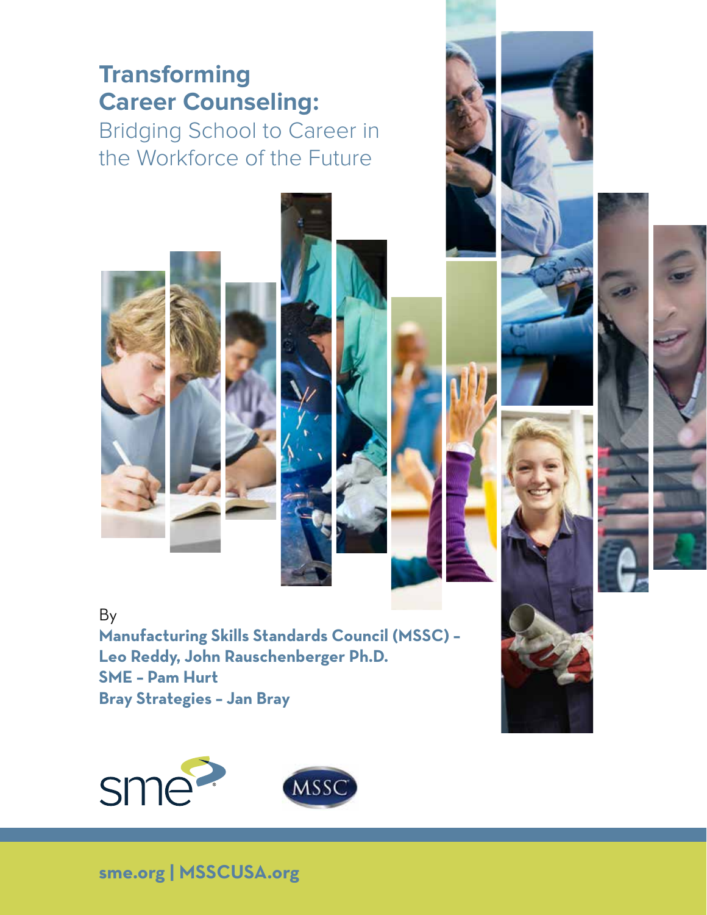# Transforming Career Counseling:

## Bridging School to Career in the Workforce of the Future

By

**Manufacturing Skills Standards Council (MSSC) – Leo Reddy, John Rauschenberger Ph.D.**
**SME – Pam Hurt**
**Bray Strategies – Jan Bray**

**sme.org | MSSCUSA.org**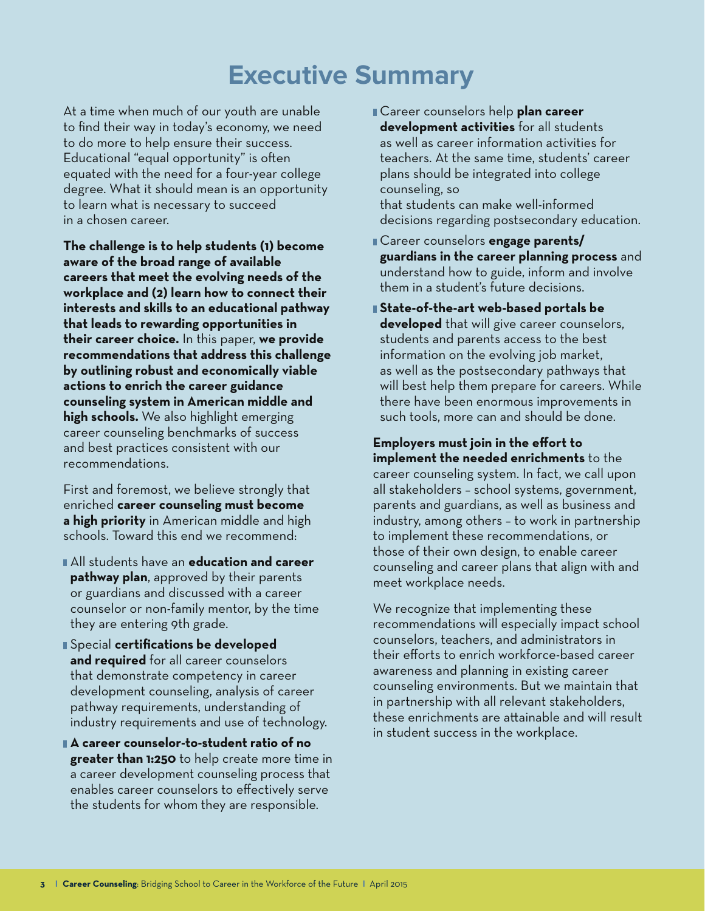# Executive Summary

At a time when much of our youth are unable to find their way in today's economy, we need to do more to help ensure their success. Educational "equal opportunity" is often equated with the need for a four-year college degree. What it should mean is an opportunity to learn what is necessary to succeed in a chosen career.

**The challenge is to help students (1) become aware of the broad range of available careers that meet the evolving needs of the workplace and (2) learn how to connect their interests and skills to an educational pathway that leads to rewarding opportunities in their career choice.** In this paper, **we provide recommendations that address this challenge by outlining robust and economically viable actions to enrich the career guidance counseling system in American middle and high schools.** We also highlight emerging career counseling benchmarks of success and best practices consistent with our recommendations.

First and foremost, we believe strongly that enriched **career counseling must become a high priority** in American middle and high schools. Toward this end we recommend:

- All students have an **education and career pathway plan**, approved by their parents or guardians and discussed with a career counselor or non-family mentor, by the time they are entering 9th grade.
- Special **certifications be developed and required** for all career counselors that demonstrate competency in career development counseling, analysis of career pathway requirements, understanding of industry requirements and use of technology.
- **A career counselor-to-student ratio of no greater than 1:250** to help create more time in a career development counseling process that enables career counselors to effectively serve the students for whom they are responsible.
- Career counselors help **plan career development activities** for all students as well as career information activities for teachers. At the same time, students' career plans should be integrated into college counseling, so that students can make well-informed decisions regarding postsecondary education.
- Career counselors **engage parents/guardians in the career planning process** and understand how to guide, inform and involve them in a student's future decisions.
- **State-of-the-art web-based portals be developed** that will give career counselors, students and parents access to the best information on the evolving job market, as well as the postsecondary pathways that will best help them prepare for careers. While there have been enormous improvements in such tools, more can and should be done.

**Employers must join in the effort to implement the needed enrichments** to the career counseling system. In fact, we call upon all stakeholders – school systems, government, parents and guardians, as well as business and industry, among others – to work in partnership to implement these recommendations, or those of their own design, to enable career counseling and career plans that align with and meet workplace needs.

We recognize that implementing these recommendations will especially impact school counselors, teachers, and administrators in their efforts to enrich workforce-based career awareness and planning in existing career counseling environments. But we maintain that in partnership with all relevant stakeholders, these enrichments are attainable and will result in student success in the workplace.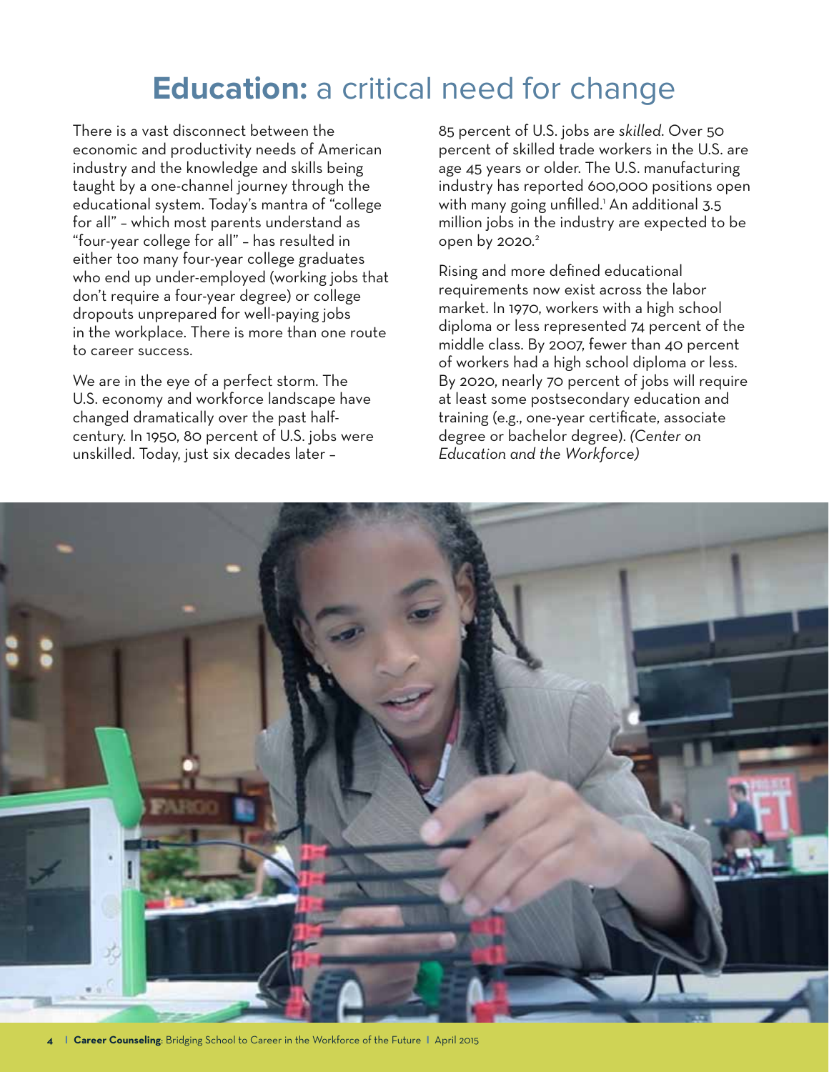# **Education:** a critical need for change

There is a vast disconnect between the economic and productivity needs of American industry and the knowledge and skills being taught by a one-channel journey through the educational system. Today's mantra of "college for all" – which most parents understand as "four-year college for all" – has resulted in either too many four-year college graduates who end up under-employed (working jobs that don't require a four-year degree) or college dropouts unprepared for well-paying jobs in the workplace. There is more than one route to career success.

We are in the eye of a perfect storm. The U.S. economy and workforce landscape have changed dramatically over the past half-century. In 1950, 80 percent of U.S. jobs were unskilled. Today, just six decades later – 85 percent of U.S. jobs are *skilled*. Over 50 percent of skilled trade workers in the U.S. are age 45 years or older. The U.S. manufacturing industry has reported 600,000 positions open with many going unfilled.[1] An additional 3.5 million jobs in the industry are expected to be open by 2020.[2]

Rising and more defined educational requirements now exist across the labor market. In 1970, workers with a high school diploma or less represented 74 percent of the middle class. By 2007, fewer than 40 percent of workers had a high school diploma or less. By 2020, nearly 70 percent of jobs will require at least some postsecondary education and training (e.g., one-year certificate, associate degree or bachelor degree). *(Center on Education and the Workforce)*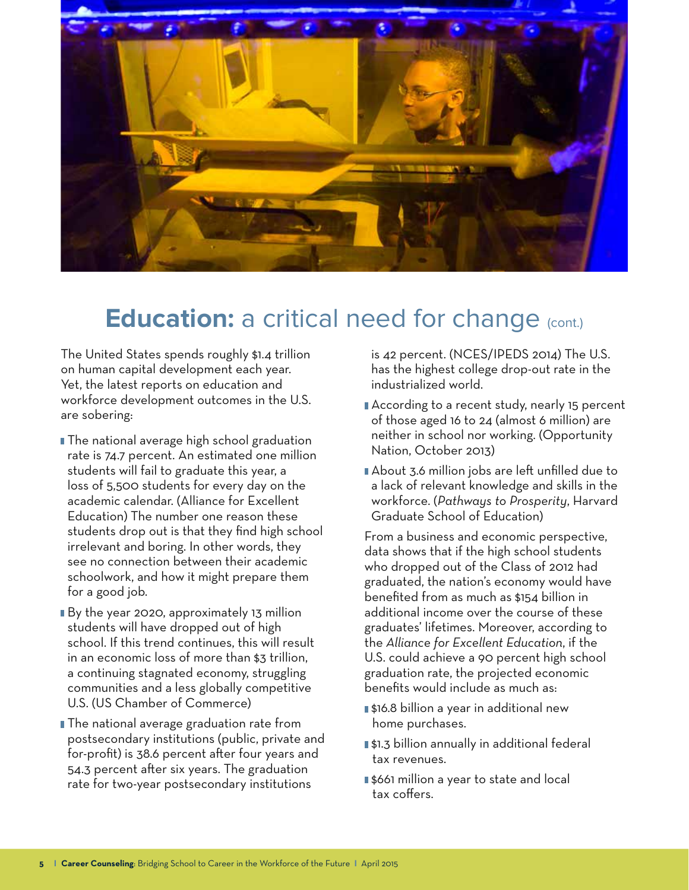## **Education:** a critical need for change (cont.)

The United States spends roughly $1.4 trillion on human capital development each year. Yet, the latest reports on education and workforce development outcomes in the U.S. are sobering:

- The national average high school graduation rate is 74.7 percent. An estimated one million students will fail to graduate this year, a loss of 5,500 students for every day on the academic calendar. (Alliance for Excellent Education) The number one reason these students drop out is that they find high school irrelevant and boring. In other words, they see no connection between their academic schoolwork, and how it might prepare them for a good job.
- By the year 2020, approximately 13 million students will have dropped out of high school. If this trend continues, this will result in an economic loss of more than $3 trillion, a continuing stagnated economy, struggling communities and a less globally competitive U.S. (US Chamber of Commerce)
- The national average graduation rate from postsecondary institutions (public, private and for-profit) is 38.6 percent after four years and 54.3 percent after six years. The graduation rate for two-year postsecondary institutions is 42 percent. (NCES/IPEDS 2014) The U.S. has the highest college drop-out rate in the industrialized world.
- According to a recent study, nearly 15 percent of those aged 16 to 24 (almost 6 million) are neither in school nor working. (Opportunity Nation, October 2013)
- About 3.6 million jobs are left unfilled due to a lack of relevant knowledge and skills in the workforce. (*Pathways to Prosperity*, Harvard Graduate School of Education)

From a business and economic perspective, data shows that if the high school students who dropped out of the Class of 2012 had graduated, the nation's economy would have benefited from as much as $154 billion in additional income over the course of these graduates' lifetimes. Moreover, according to the *Alliance for Excellent Education*, if the U.S. could achieve a 90 percent high school graduation rate, the projected economic benefits would include as much as:

- $16.8 billion a year in additional new home purchases.
- $1.3 billion annually in additional federal tax revenues.
- $661 million a year to state and local tax coffers.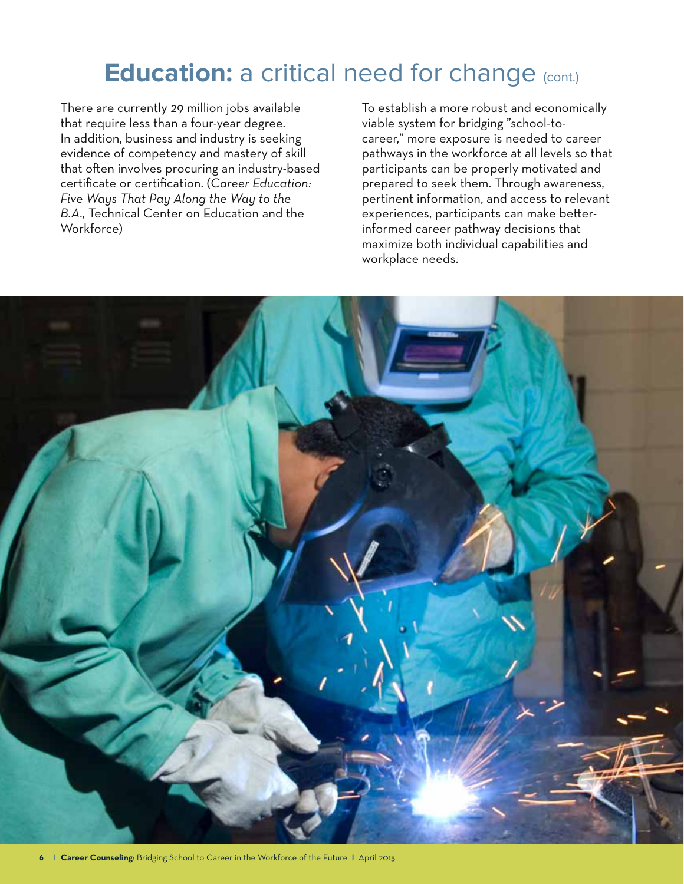# **Education:** a critical need for change (cont.)

There are currently 29 million jobs available that require less than a four-year degree. In addition, business and industry is seeking evidence of competency and mastery of skill that often involves procuring an industry-based certificate or certification. (*Career Education: Five Ways That Pay Along the Way to the B.A.,* Technical Center on Education and the Workforce)

To establish a more robust and economically viable system for bridging "school-to-career," more exposure is needed to career pathways in the workforce at all levels so that participants can be properly motivated and prepared to seek them. Through awareness, pertinent information, and access to relevant experiences, participants can make better-informed career pathway decisions that maximize both individual capabilities and workplace needs.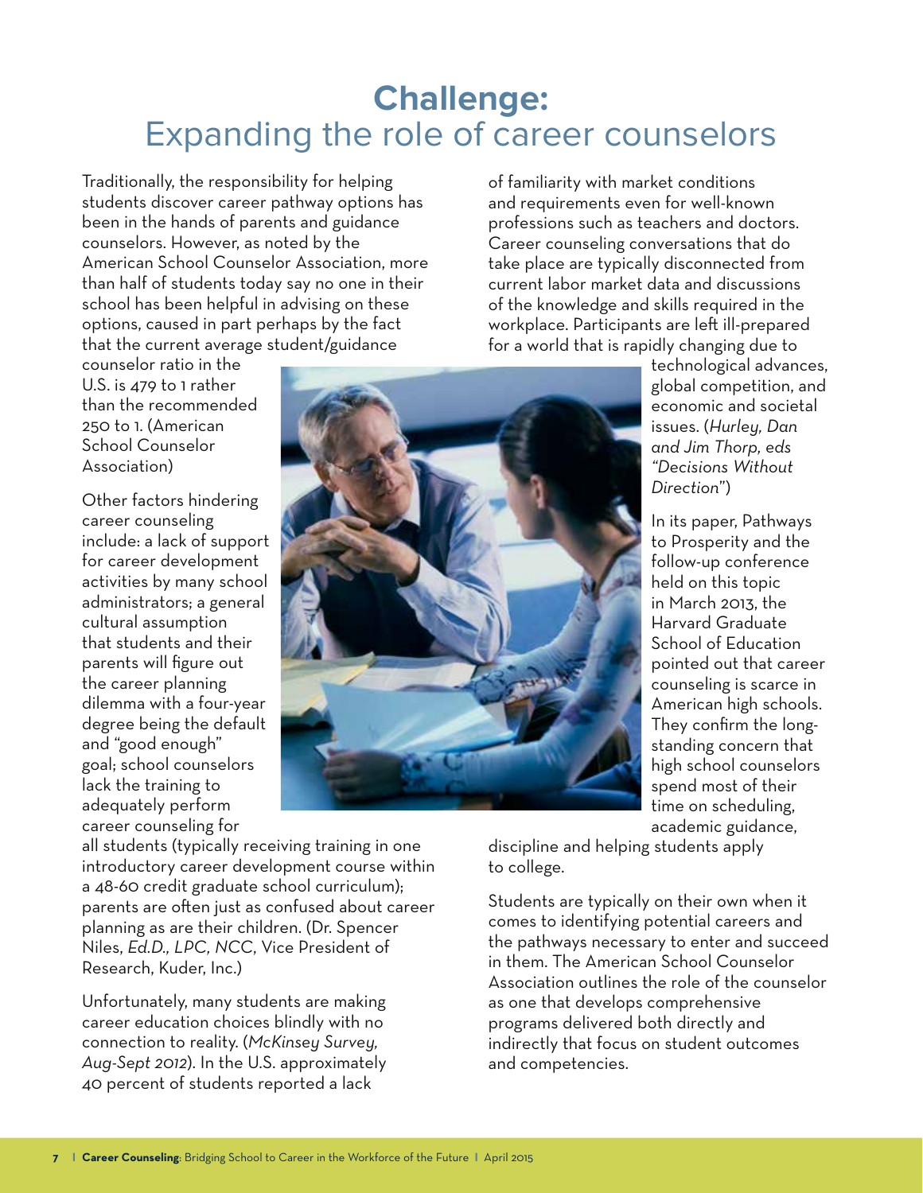# **Challenge:** Expanding the role of career counselors

Traditionally, the responsibility for helping students discover career pathway options has been in the hands of parents and guidance counselors. However, as noted by the American School Counselor Association, more than half of students today say no one in their school has been helpful in advising on these options, caused in part perhaps by the fact that the current average student/guidance counselor ratio in the U.S. is 479 to 1 rather than the recommended 250 to 1. (American School Counselor Association)

Other factors hindering career counseling include: a lack of support for career development activities by many school administrators; a general cultural assumption that students and their parents will figure out the career planning dilemma with a four-year degree being the default and "good enough" goal; school counselors lack the training to adequately perform career counseling for all students (typically receiving training in one introductory career development course within a 48-60 credit graduate school curriculum); parents are often just as confused about career planning as are their children. (Dr. Spencer Niles, *Ed.D., LPC, NCC,* Vice President of Research, Kuder, Inc.)

Unfortunately, many students are making career education choices blindly with no connection to reality. (*McKinsey Survey, Aug-Sept 2012*). In the U.S. approximately 40 percent of students reported a lack of familiarity with market conditions and requirements even for well-known professions such as teachers and doctors. Career counseling conversations that do take place are typically disconnected from current labor market data and discussions of the knowledge and skills required in the workplace. Participants are left ill-prepared for a world that is rapidly changing due to technological advances, global competition, and economic and societal issues. (*Hurley, Dan and Jim Thorp, eds "Decisions Without Direction"*)

In its paper, Pathways to Prosperity and the follow-up conference held on this topic in March 2013, the Harvard Graduate School of Education pointed out that career counseling is scarce in American high schools. They confirm the long-standing concern that high school counselors spend most of their time on scheduling, academic guidance, discipline and helping students apply to college.

Students are typically on their own when it comes to identifying potential careers and the pathways necessary to enter and succeed in them. The American School Counselor Association outlines the role of the counselor as one that develops comprehensive programs delivered both directly and indirectly that focus on student outcomes and competencies.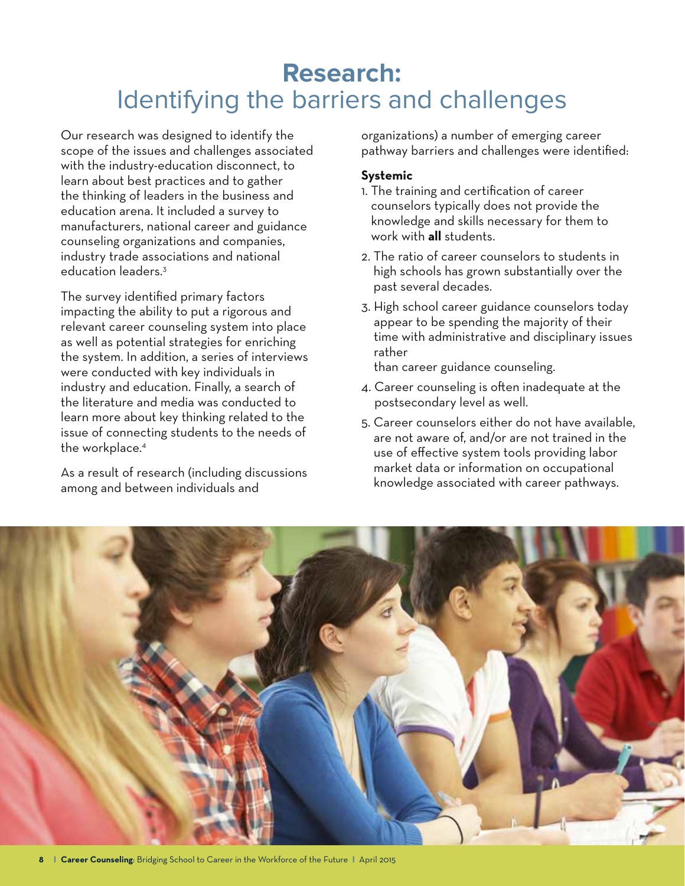# **Research:** Identifying the barriers and challenges

Our research was designed to identify the scope of the issues and challenges associated with the industry-education disconnect, to learn about best practices and to gather the thinking of leaders in the business and education arena. It included a survey to manufacturers, national career and guidance counseling organizations and companies, industry trade associations and national education leaders.[3]

The survey identified primary factors impacting the ability to put a rigorous and relevant career counseling system into place as well as potential strategies for enriching the system. In addition, a series of interviews were conducted with key individuals in industry and education. Finally, a search of the literature and media was conducted to learn more about key thinking related to the issue of connecting students to the needs of the workplace.[4]

As a result of research (including discussions among and between individuals and organizations) a number of emerging career pathway barriers and challenges were identified:

**Systemic**

1. The training and certification of career counselors typically does not provide the knowledge and skills necessary for them to work with **all** students.
2. The ratio of career counselors to students in high schools has grown substantially over the past several decades.
3. High school career guidance counselors today appear to be spending the majority of their time with administrative and disciplinary issues rather than career guidance counseling.
4. Career counseling is often inadequate at the postsecondary level as well.
5. Career counselors either do not have available, are not aware of, and/or are not trained in the use of effective system tools providing labor market data or information on occupational knowledge associated with career pathways.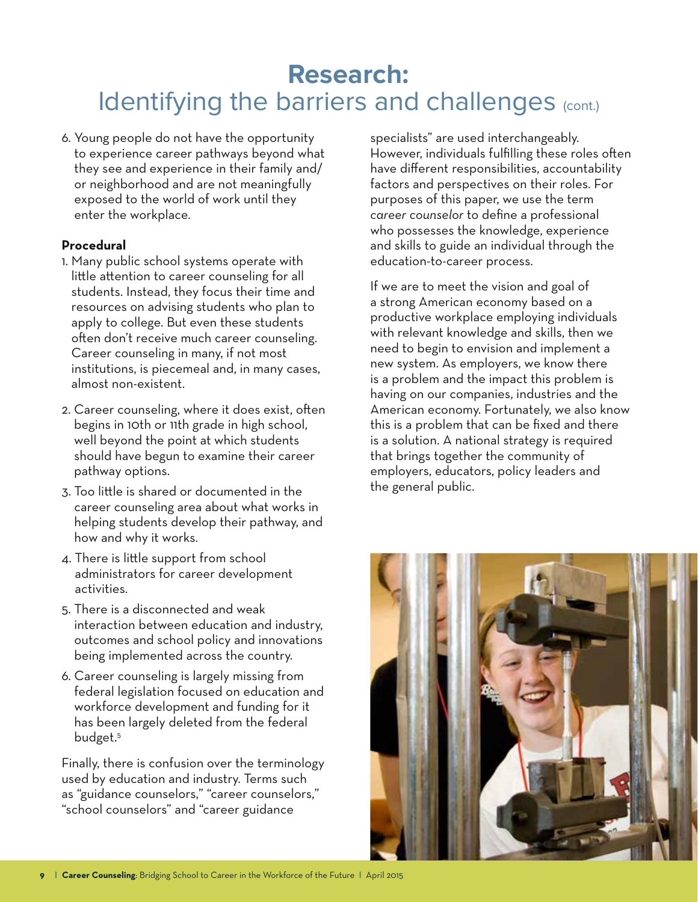# Research: Identifying the barriers and challenges (cont.)

6. Young people do not have the opportunity to experience career pathways beyond what they see and experience in their family and/or neighborhood and are not meaningfully exposed to the world of work until they enter the workplace.

**Procedural**

1. Many public school systems operate with little attention to career counseling for all students. Instead, they focus their time and resources on advising students who plan to apply to college. But even these students often don't receive much career counseling. Career counseling in many, if not most institutions, is piecemeal and, in many cases, almost non-existent.
2. Career counseling, where it does exist, often begins in 10th or 11th grade in high school, well beyond the point at which students should have begun to examine their career pathway options.
3. Too little is shared or documented in the career counseling area about what works in helping students develop their pathway, and how and why it works.
4. There is little support from school administrators for career development activities.
5. There is a disconnected and weak interaction between education and industry, outcomes and school policy and innovations being implemented across the country.
6. Career counseling is largely missing from federal legislation focused on education and workforce development and funding for it has been largely deleted from the federal budget.[5]

Finally, there is confusion over the terminology used by education and industry. Terms such as "guidance counselors," "career counselors," "school counselors" and "career guidance specialists" are used interchangeably. However, individuals fulfilling these roles often have different responsibilities, accountability factors and perspectives on their roles. For purposes of this paper, we use the term *career counselor* to define a professional who possesses the knowledge, experience and skills to guide an individual through the education-to-career process.

If we are to meet the vision and goal of a strong American economy based on a productive workplace employing individuals with relevant knowledge and skills, then we need to begin to envision and implement a new system. As employers, we know there is a problem and the impact this problem is having on our companies, industries and the American economy. Fortunately, we also know this is a problem that can be fixed and there is a solution. A national strategy is required that brings together the community of employers, educators, policy leaders and the general public.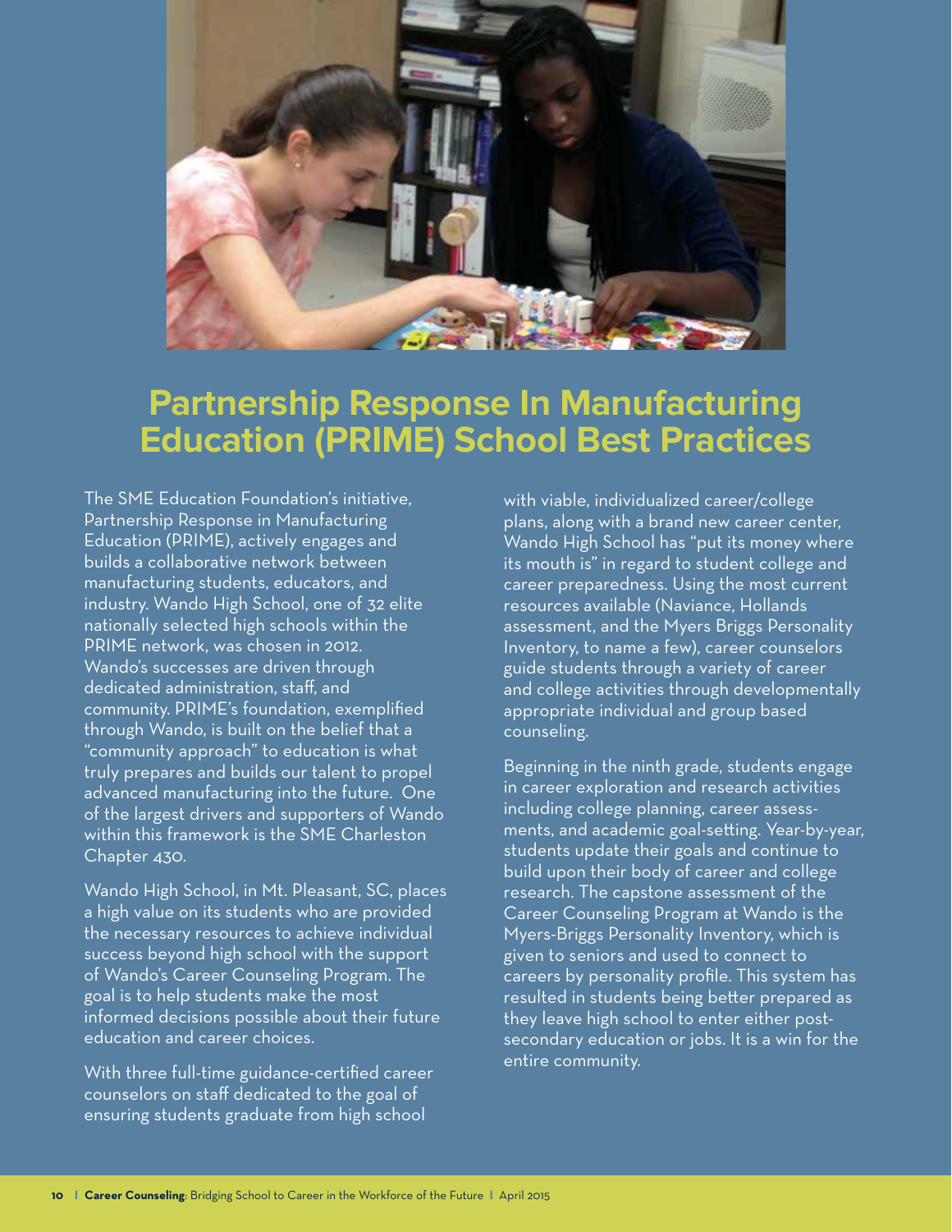# Partnership Response In Manufacturing Education (PRIME) School Best Practices

The SME Education Foundation's initiative, Partnership Response in Manufacturing Education (PRIME), actively engages and builds a collaborative network between manufacturing students, educators, and industry. Wando High School, one of 32 elite nationally selected high schools within the PRIME network, was chosen in 2012. Wando's successes are driven through dedicated administration, staff, and community. PRIME's foundation, exemplified through Wando, is built on the belief that a "community approach" to education is what truly prepares and builds our talent to propel advanced manufacturing into the future. One of the largest drivers and supporters of Wando within this framework is the SME Charleston Chapter 430.

Wando High School, in Mt. Pleasant, SC, places a high value on its students who are provided the necessary resources to achieve individual success beyond high school with the support of Wando's Career Counseling Program. The goal is to help students make the most informed decisions possible about their future education and career choices.

With three full-time guidance-certified career counselors on staff dedicated to the goal of ensuring students graduate from high school with viable, individualized career/college plans, along with a brand new career center, Wando High School has "put its money where its mouth is" in regard to student college and career preparedness. Using the most current resources available (Naviance, Hollands assessment, and the Myers Briggs Personality Inventory, to name a few), career counselors guide students through a variety of career and college activities through developmentally appropriate individual and group based counseling.

Beginning in the ninth grade, students engage in career exploration and research activities including college planning, career assessments, and academic goal-setting. Year-by-year, students update their goals and continue to build upon their body of career and college research. The capstone assessment of the Career Counseling Program at Wando is the Myers-Briggs Personality Inventory, which is given to seniors and used to connect to careers by personality profile. This system has resulted in students being better prepared as they leave high school to enter either post-secondary education or jobs. It is a win for the entire community.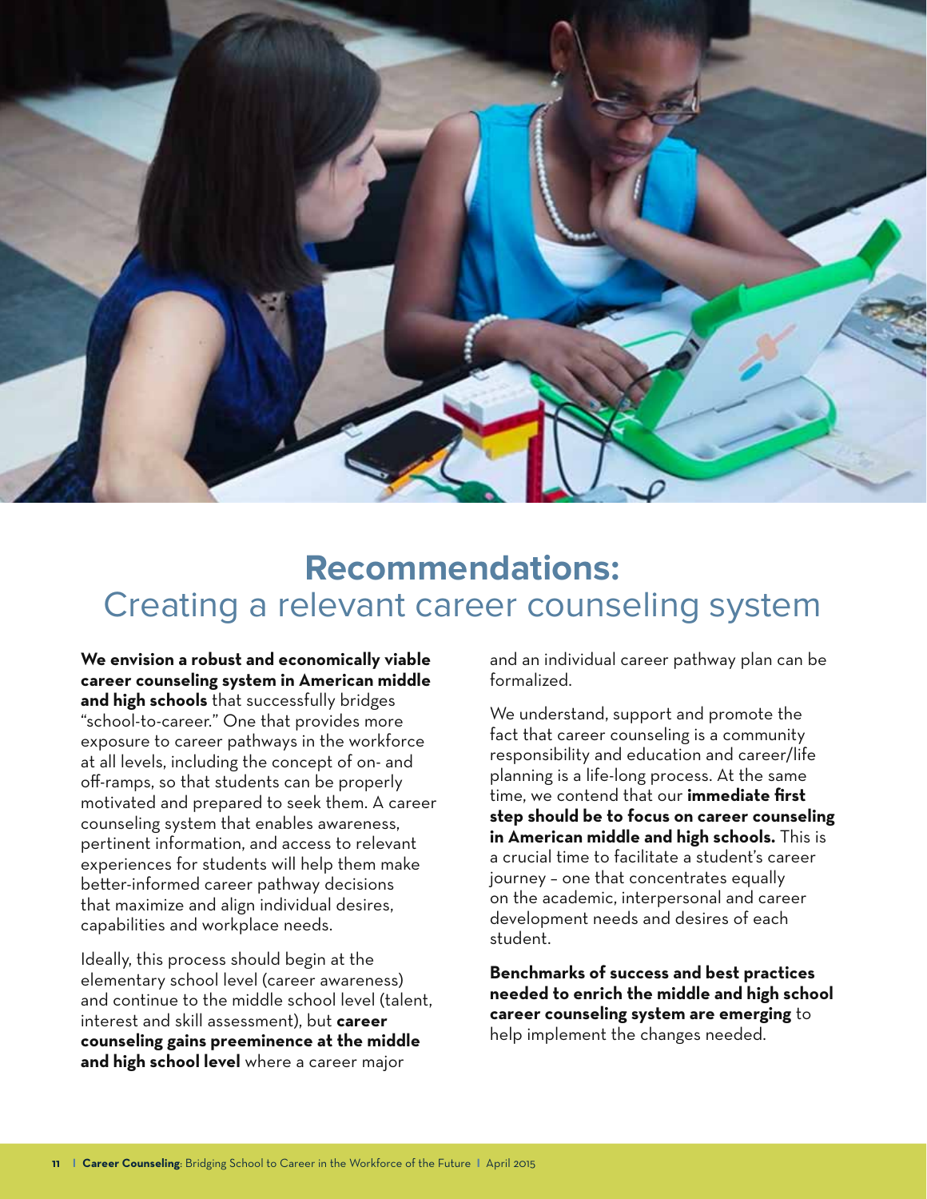# Recommendations:
## Creating a relevant career counseling system

**We envision a robust and economically viable career counseling system in American middle and high schools** that successfully bridges "school-to-career." One that provides more exposure to career pathways in the workforce at all levels, including the concept of on- and off-ramps, so that students can be properly motivated and prepared to seek them. A career counseling system that enables awareness, pertinent information, and access to relevant experiences for students will help them make better-informed career pathway decisions that maximize and align individual desires, capabilities and workplace needs.

Ideally, this process should begin at the elementary school level (career awareness) and continue to the middle school level (talent, interest and skill assessment), but **career counseling gains preeminence at the middle and high school level** where a career major and an individual career pathway plan can be formalized.

We understand, support and promote the fact that career counseling is a community responsibility and education and career/life planning is a life-long process. At the same time, we contend that our **immediate first step should be to focus on career counseling in American middle and high schools.** This is a crucial time to facilitate a student's career journey – one that concentrates equally on the academic, interpersonal and career development needs and desires of each student.

**Benchmarks of success and best practices needed to enrich the middle and high school career counseling system are emerging** to help implement the changes needed.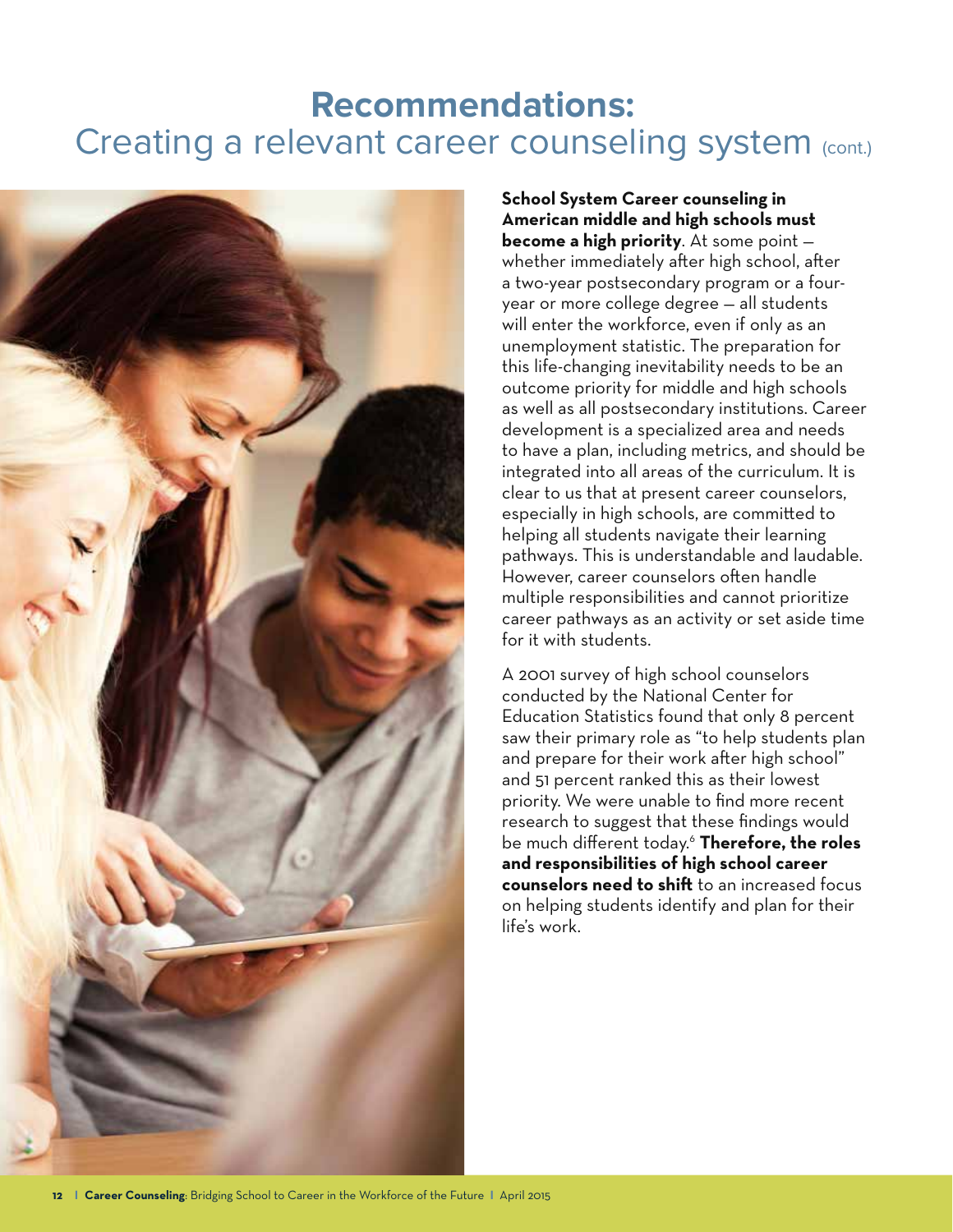# Recommendations:
## Creating a relevant career counseling system (cont.)

**School System Career counseling in American middle and high schools must become a high priority**. At some point — whether immediately after high school, after a two-year postsecondary program or a four-year or more college degree — all students will enter the workforce, even if only as an unemployment statistic. The preparation for this life-changing inevitability needs to be an outcome priority for middle and high schools as well as all postsecondary institutions. Career development is a specialized area and needs to have a plan, including metrics, and should be integrated into all areas of the curriculum. It is clear to us that at present career counselors, especially in high schools, are committed to helping all students navigate their learning pathways. This is understandable and laudable. However, career counselors often handle multiple responsibilities and cannot prioritize career pathways as an activity or set aside time for it with students.

A 2001 survey of high school counselors conducted by the National Center for Education Statistics found that only 8 percent saw their primary role as "to help students plan and prepare for their work after high school" and 51 percent ranked this as their lowest priority. We were unable to find more recent research to suggest that these findings would be much different today.[6] **Therefore, the roles and responsibilities of high school career counselors need to shift** to an increased focus on helping students identify and plan for their life's work.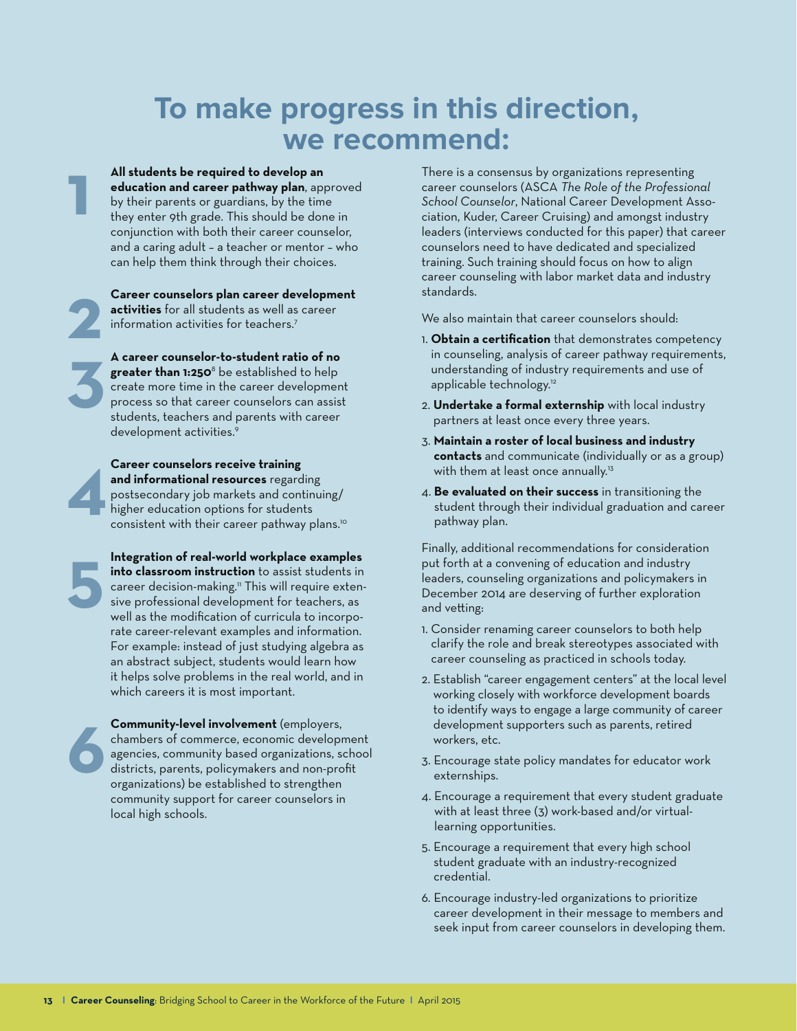# To make progress in this direction, we recommend:

1. **All students be required to develop an education and career pathway plan**, approved by their parents or guardians, by the time they enter 9th grade. This should be done in conjunction with both their career counselor, and a caring adult – a teacher or mentor – who can help them think through their choices.

2. **Career counselors plan career development activities** for all students as well as career information activities for teachers.[7]

3. **A career counselor-to-student ratio of no greater than 1:250**[8] be established to help create more time in the career development process so that career counselors can assist students, teachers and parents with career development activities.[9]

4. **Career counselors receive training and informational resources** regarding postsecondary job markets and continuing/higher education options for students consistent with their career pathway plans.[10]

5. **Integration of real-world workplace examples into classroom instruction** to assist students in career decision-making.[11] This will require extensive professional development for teachers, as well as the modification of curricula to incorporate career-relevant examples and information. For example: instead of just studying algebra as an abstract subject, students would learn how it helps solve problems in the real world, and in which careers it is most important.

6. **Community-level involvement** (employers, chambers of commerce, economic development agencies, community based organizations, school districts, parents, policymakers and non-profit organizations) be established to strengthen community support for career counselors in local high schools.

There is a consensus by organizations representing career counselors (ASCA *The Role of the Professional School Counselor*, National Career Development Association, Kuder, Career Cruising) and amongst industry leaders (interviews conducted for this paper) that career counselors need to have dedicated and specialized training. Such training should focus on how to align career counseling with labor market data and industry standards.

We also maintain that career counselors should:

1. **Obtain a certification** that demonstrates competency in counseling, analysis of career pathway requirements, understanding of industry requirements and use of applicable technology.[12]
2. **Undertake a formal externship** with local industry partners at least once every three years.
3. **Maintain a roster of local business and industry contacts** and communicate (individually or as a group) with them at least once annually.[13]
4. **Be evaluated on their success** in transitioning the student through their individual graduation and career pathway plan.

Finally, additional recommendations for consideration put forth at a convening of education and industry leaders, counseling organizations and policymakers in December 2014 are deserving of further exploration and vetting:

1. Consider renaming career counselors to both help clarify the role and break stereotypes associated with career counseling as practiced in schools today.
2. Establish "career engagement centers" at the local level working closely with workforce development boards to identify ways to engage a large community of career development supporters such as parents, retired workers, etc.
3. Encourage state policy mandates for educator work externships.
4. Encourage a requirement that every student graduate with at least three (3) work-based and/or virtual-learning opportunities.
5. Encourage a requirement that every high school student graduate with an industry-recognized credential.
6. Encourage industry-led organizations to prioritize career development in their message to members and seek input from career counselors in developing them.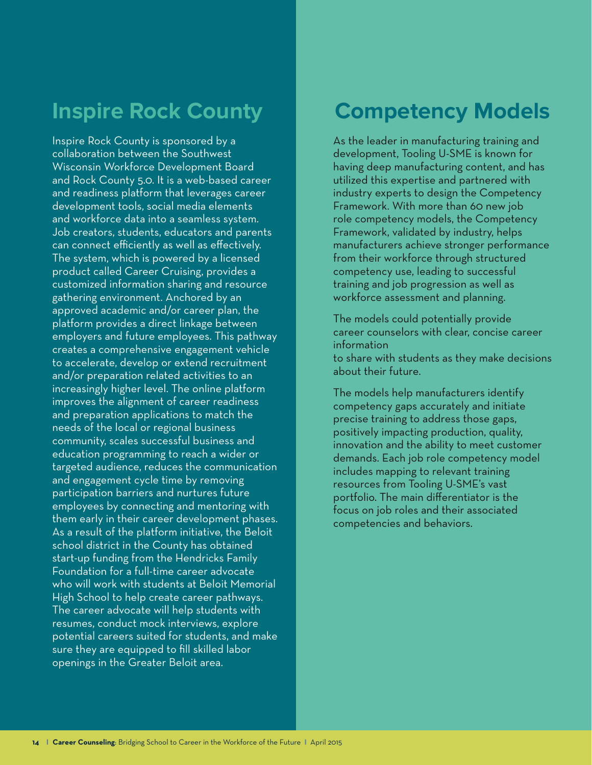## Inspire Rock County

Inspire Rock County is sponsored by a collaboration between the Southwest Wisconsin Workforce Development Board and Rock County 5.0. It is a web-based career and readiness platform that leverages career development tools, social media elements and workforce data into a seamless system. Job creators, students, educators and parents can connect efficiently as well as effectively. The system, which is powered by a licensed product called Career Cruising, provides a customized information sharing and resource gathering environment. Anchored by an approved academic and/or career plan, the platform provides a direct linkage between employers and future employees. This pathway creates a comprehensive engagement vehicle to accelerate, develop or extend recruitment and/or preparation related activities to an increasingly higher level. The online platform improves the alignment of career readiness and preparation applications to match the needs of the local or regional business community, scales successful business and education programming to reach a wider or targeted audience, reduces the communication and engagement cycle time by removing participation barriers and nurtures future employees by connecting and mentoring with them early in their career development phases. As a result of the platform initiative, the Beloit school district in the County has obtained start-up funding from the Hendricks Family Foundation for a full-time career advocate who will work with students at Beloit Memorial High School to help create career pathways. The career advocate will help students with resumes, conduct mock interviews, explore potential careers suited for students, and make sure they are equipped to fill skilled labor openings in the Greater Beloit area.

## Competency Models

As the leader in manufacturing training and development, Tooling U-SME is known for having deep manufacturing content, and has utilized this expertise and partnered with industry experts to design the Competency Framework. With more than 60 new job role competency models, the Competency Framework, validated by industry, helps manufacturers achieve stronger performance from their workforce through structured competency use, leading to successful training and job progression as well as workforce assessment and planning.

The models could potentially provide career counselors with clear, concise career information to share with students as they make decisions about their future.

The models help manufacturers identify competency gaps accurately and initiate precise training to address those gaps, positively impacting production, quality, innovation and the ability to meet customer demands. Each job role competency model includes mapping to relevant training resources from Tooling U-SME's vast portfolio. The main differentiator is the focus on job roles and their associated competencies and behaviors.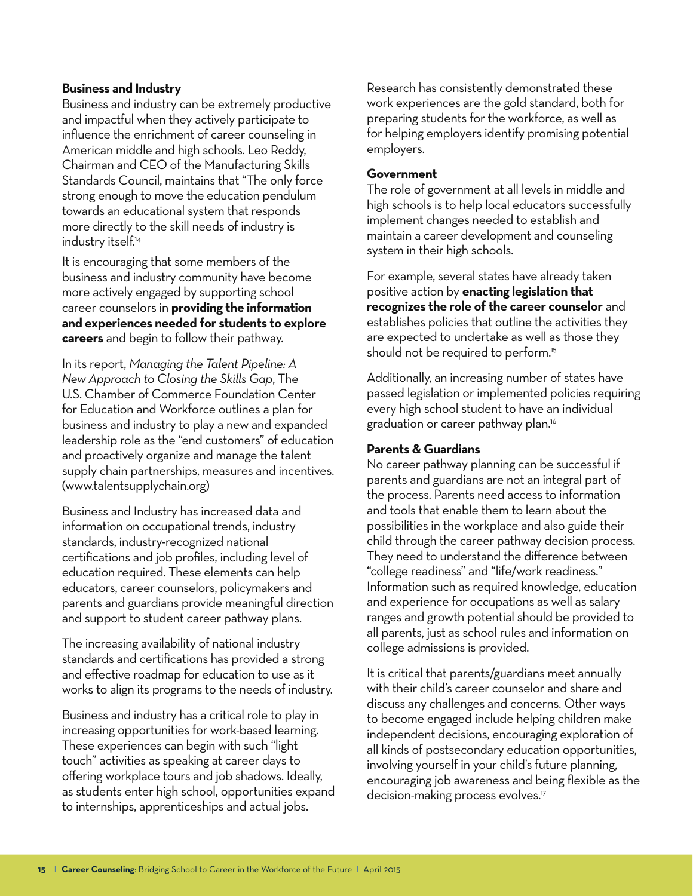### Business and Industry

Business and industry can be extremely productive and impactful when they actively participate to influence the enrichment of career counseling in American middle and high schools. Leo Reddy, Chairman and CEO of the Manufacturing Skills Standards Council, maintains that "The only force strong enough to move the education pendulum towards an educational system that responds more directly to the skill needs of industry is industry itself.[14]

It is encouraging that some members of the business and industry community have become more actively engaged by supporting school career counselors in **providing the information and experiences needed for students to explore careers** and begin to follow their pathway.

In its report, *Managing the Talent Pipeline: A New Approach to Closing the Skills Gap*, The U.S. Chamber of Commerce Foundation Center for Education and Workforce outlines a plan for business and industry to play a new and expanded leadership role as the "end customers" of education and proactively organize and manage the talent supply chain partnerships, measures and incentives. (www.talentsupplychain.org)

Business and Industry has increased data and information on occupational trends, industry standards, industry-recognized national certifications and job profiles, including level of education required. These elements can help educators, career counselors, policymakers and parents and guardians provide meaningful direction and support to student career pathway plans.

The increasing availability of national industry standards and certifications has provided a strong and effective roadmap for education to use as it works to align its programs to the needs of industry.

Business and industry has a critical role to play in increasing opportunities for work-based learning. These experiences can begin with such "light touch" activities as speaking at career days to offering workplace tours and job shadows. Ideally, as students enter high school, opportunities expand to internships, apprenticeships and actual jobs.

Research has consistently demonstrated these work experiences are the gold standard, both for preparing students for the workforce, as well as for helping employers identify promising potential employers.

### Government

The role of government at all levels in middle and high schools is to help local educators successfully implement changes needed to establish and maintain a career development and counseling system in their high schools.

For example, several states have already taken positive action by **enacting legislation that recognizes the role of the career counselor** and establishes policies that outline the activities they are expected to undertake as well as those they should not be required to perform.[15]

Additionally, an increasing number of states have passed legislation or implemented policies requiring every high school student to have an individual graduation or career pathway plan.[16]

### Parents & Guardians

No career pathway planning can be successful if parents and guardians are not an integral part of the process. Parents need access to information and tools that enable them to learn about the possibilities in the workplace and also guide their child through the career pathway decision process. They need to understand the difference between "college readiness" and "life/work readiness." Information such as required knowledge, education and experience for occupations as well as salary ranges and growth potential should be provided to all parents, just as school rules and information on college admissions is provided.

It is critical that parents/guardians meet annually with their child's career counselor and share and discuss any challenges and concerns. Other ways to become engaged include helping children make independent decisions, encouraging exploration of all kinds of postsecondary education opportunities, involving yourself in your child's future planning, encouraging job awareness and being flexible as the decision-making process evolves.[17]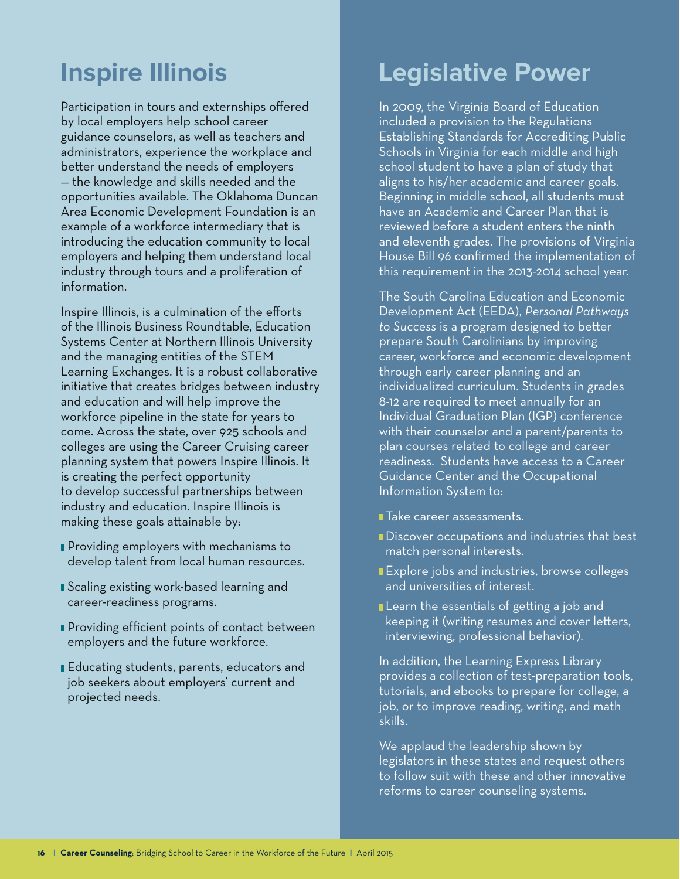## Inspire Illinois

Participation in tours and externships offered by local employers help school career guidance counselors, as well as teachers and administrators, experience the workplace and better understand the needs of employers — the knowledge and skills needed and the opportunities available. The Oklahoma Duncan Area Economic Development Foundation is an example of a workforce intermediary that is introducing the education community to local employers and helping them understand local industry through tours and a proliferation of information.

Inspire Illinois, is a culmination of the efforts of the Illinois Business Roundtable, Education Systems Center at Northern Illinois University and the managing entities of the STEM Learning Exchanges. It is a robust collaborative initiative that creates bridges between industry and education and will help improve the workforce pipeline in the state for years to come. Across the state, over 925 schools and colleges are using the Career Cruising career planning system that powers Inspire Illinois. It is creating the perfect opportunity to develop successful partnerships between industry and education. Inspire Illinois is making these goals attainable by:

- Providing employers with mechanisms to develop talent from local human resources.
- Scaling existing work-based learning and career-readiness programs.
- Providing efficient points of contact between employers and the future workforce.
- Educating students, parents, educators and job seekers about employers' current and projected needs.

## Legislative Power

In 2009, the Virginia Board of Education included a provision to the Regulations Establishing Standards for Accrediting Public Schools in Virginia for each middle and high school student to have a plan of study that aligns to his/her academic and career goals. Beginning in middle school, all students must have an Academic and Career Plan that is reviewed before a student enters the ninth and eleventh grades. The provisions of Virginia House Bill 96 confirmed the implementation of this requirement in the 2013-2014 school year.

The South Carolina Education and Economic Development Act (EEDA), *Personal Pathways to Success* is a program designed to better prepare South Carolinians by improving career, workforce and economic development through early career planning and an individualized curriculum. Students in grades 8-12 are required to meet annually for an Individual Graduation Plan (IGP) conference with their counselor and a parent/parents to plan courses related to college and career readiness. Students have access to a Career Guidance Center and the Occupational Information System to:

- Take career assessments.
- Discover occupations and industries that best match personal interests.
- Explore jobs and industries, browse colleges and universities of interest.
- Learn the essentials of getting a job and keeping it (writing resumes and cover letters, interviewing, professional behavior).

In addition, the Learning Express Library provides a collection of test-preparation tools, tutorials, and ebooks to prepare for college, a job, or to improve reading, writing, and math skills.

We applaud the leadership shown by legislators in these states and request others to follow suit with these and other innovative reforms to career counseling systems.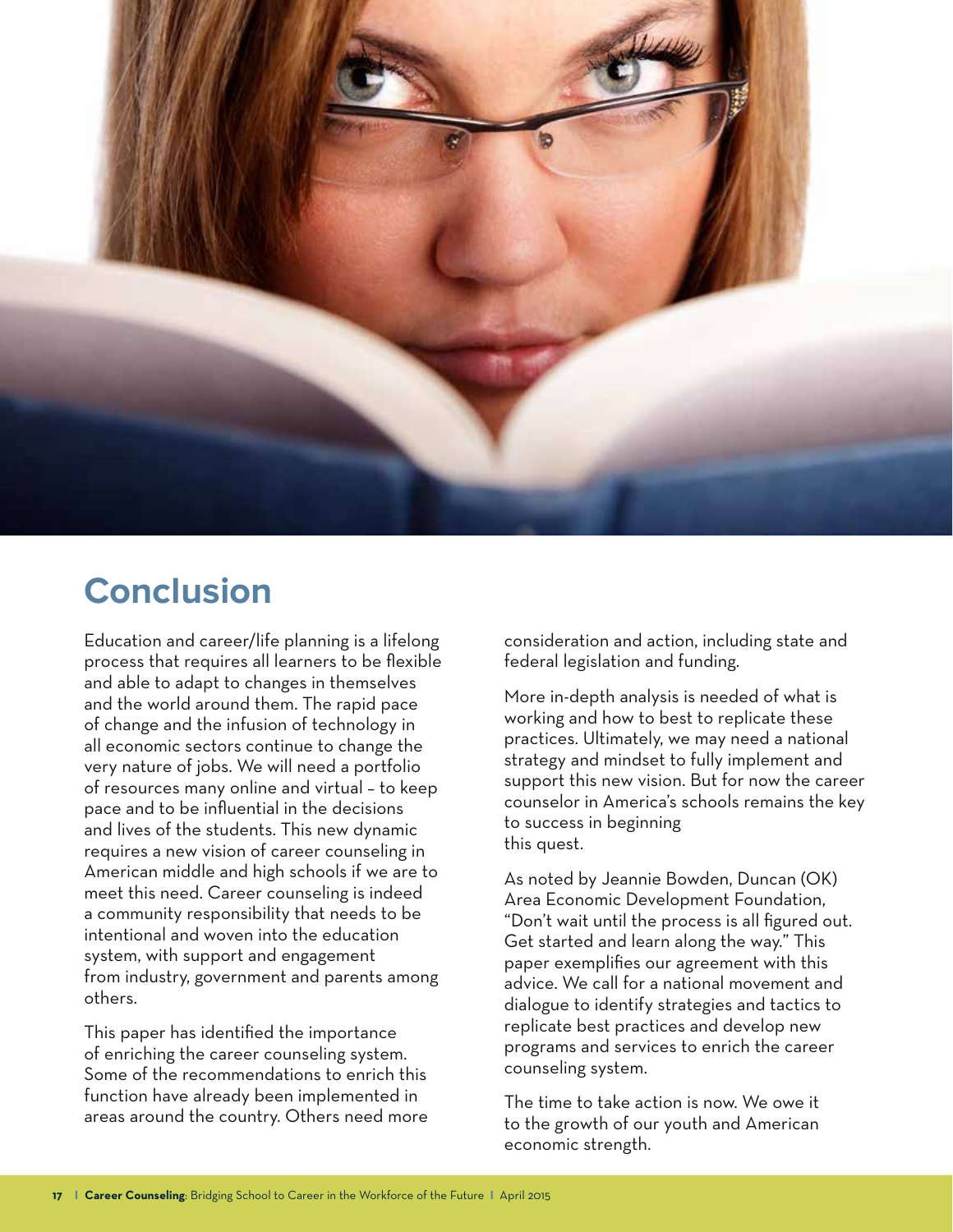# Conclusion

Education and career/life planning is a lifelong process that requires all learners to be flexible and able to adapt to changes in themselves and the world around them. The rapid pace of change and the infusion of technology in all economic sectors continue to change the very nature of jobs. We will need a portfolio of resources many online and virtual – to keep pace and to be influential in the decisions and lives of the students. This new dynamic requires a new vision of career counseling in American middle and high schools if we are to meet this need. Career counseling is indeed a community responsibility that needs to be intentional and woven into the education system, with support and engagement from industry, government and parents among others.

This paper has identified the importance of enriching the career counseling system. Some of the recommendations to enrich this function have already been implemented in areas around the country. Others need more consideration and action, including state and federal legislation and funding.

More in-depth analysis is needed of what is working and how to best to replicate these practices. Ultimately, we may need a national strategy and mindset to fully implement and support this new vision. But for now the career counselor in America's schools remains the key to success in beginning this quest.

As noted by Jeannie Bowden, Duncan (OK) Area Economic Development Foundation, "Don't wait until the process is all figured out. Get started and learn along the way." This paper exemplifies our agreement with this advice. We call for a national movement and dialogue to identify strategies and tactics to replicate best practices and develop new programs and services to enrich the career counseling system.

The time to take action is now. We owe it to the growth of our youth and American economic strength.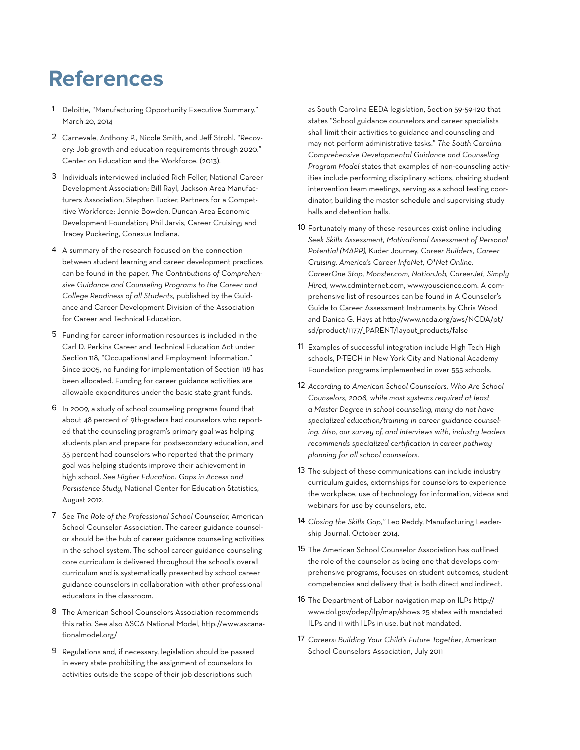# References

1. Deloitte, "Manufacturing Opportunity Executive Summary." March 20, 2014

2. Carnevale, Anthony P., Nicole Smith, and Jeff Strohl. "Recovery: Job growth and education requirements through 2020." Center on Education and the Workforce. (2013).

3. Individuals interviewed included Rich Feller, National Career Development Association; Bill Rayl, Jackson Area Manufacturers Association; Stephen Tucker, Partners for a Competitive Workforce; Jennie Bowden, Duncan Area Economic Development Foundation; Phil Jarvis, Career Cruising; and Tracey Puckering, Conexus Indiana.

4. A summary of the research focused on the connection between student learning and career development practices can be found in the paper, *The Contributions of Comprehensive Guidance and Counseling Programs to the Career and College Readiness of all Students,* published by the Guidance and Career Development Division of the Association for Career and Technical Education.

5. Funding for career information resources is included in the Carl D. Perkins Career and Technical Education Act under Section 118, "Occupational and Employment Information." Since 2005, no funding for implementation of Section 118 has been allocated. Funding for career guidance activities are allowable expenditures under the basic state grant funds.

6. In 2009, a study of school counseling programs found that about 48 percent of 9th-graders had counselors who reported that the counseling program's primary goal was helping students plan and prepare for postsecondary education, and 35 percent had counselors who reported that the primary goal was helping students improve their achievement in high school. *See Higher Education: Gaps in Access and Persistence Study,* National Center for Education Statistics, August 2012.

7. *See The Role of the Professional School Counselor,* American School Counselor Association. The career guidance counselor should be the hub of career guidance counseling activities in the school system. The school career guidance counseling core curriculum is delivered throughout the school's overall curriculum and is systematically presented by school career guidance counselors in collaboration with other professional educators in the classroom.

8. The American School Counselors Association recommends this ratio. See also ASCA National Model, http://www.ascanationalmodel.org/

9. Regulations and, if necessary, legislation should be passed in every state prohibiting the assignment of counselors to activities outside the scope of their job descriptions such as South Carolina EEDA legislation, Section 59-59-120 that states "School guidance counselors and career specialists shall limit their activities to guidance and counseling and may not perform administrative tasks." *The South Carolina Comprehensive Developmental Guidance and Counseling Program Model* states that examples of non-counseling activities include performing disciplinary actions, chairing student intervention team meetings, serving as a school testing coordinator, building the master schedule and supervising study halls and detention halls.

10. Fortunately many of these resources exist online including *Seek Skills Assessment, Motivational Assessment of Personal Potential (MAPP),* Kuder Journey, *Career Builders, Career Cruising, America's Career InfoNet, O\*Net Online, CareerOne Stop, Monster.com, NationJob, CareerJet, Simply Hired,* www.cdminternet.com, www.youscience.com. A comprehensive list of resources can be found in A Counselor's Guide to Career Assessment Instruments by Chris Wood and Danica G. Hays at http://www.ncda.org/aws/NCDA/pt/sd/product/1177/_PARENT/layout_products/false

11. Examples of successful integration include High Tech High schools, P-TECH in New York City and National Academy Foundation programs implemented in over 555 schools.

12. *According to American School Counselors, Who Are School Counselors, 2008, while most systems required at least a Master Degree in school counseling, many do not have specialized education/training in career guidance counseling. Also, our survey of, and interviews with, industry leaders recommends specialized certification in career pathway planning for all school counselors.*

13. The subject of these communications can include industry curriculum guides, externships for counselors to experience the workplace, use of technology for information, videos and webinars for use by counselors, etc.

14. *Closing the Skills Gap,"* Leo Reddy, Manufacturing Leadership Journal, October 2014.

15. The American School Counselor Association has outlined the role of the counselor as being one that develops comprehensive programs, focuses on student outcomes, student competencies and delivery that is both direct and indirect.

16. The Department of Labor navigation map on ILPs http://www.dol.gov/odep/ilp/map/shows 25 states with mandated ILPs and 11 with ILPs in use, but not mandated.

17. *Careers: Building Your Child's Future Together*, American School Counselors Association, July 2011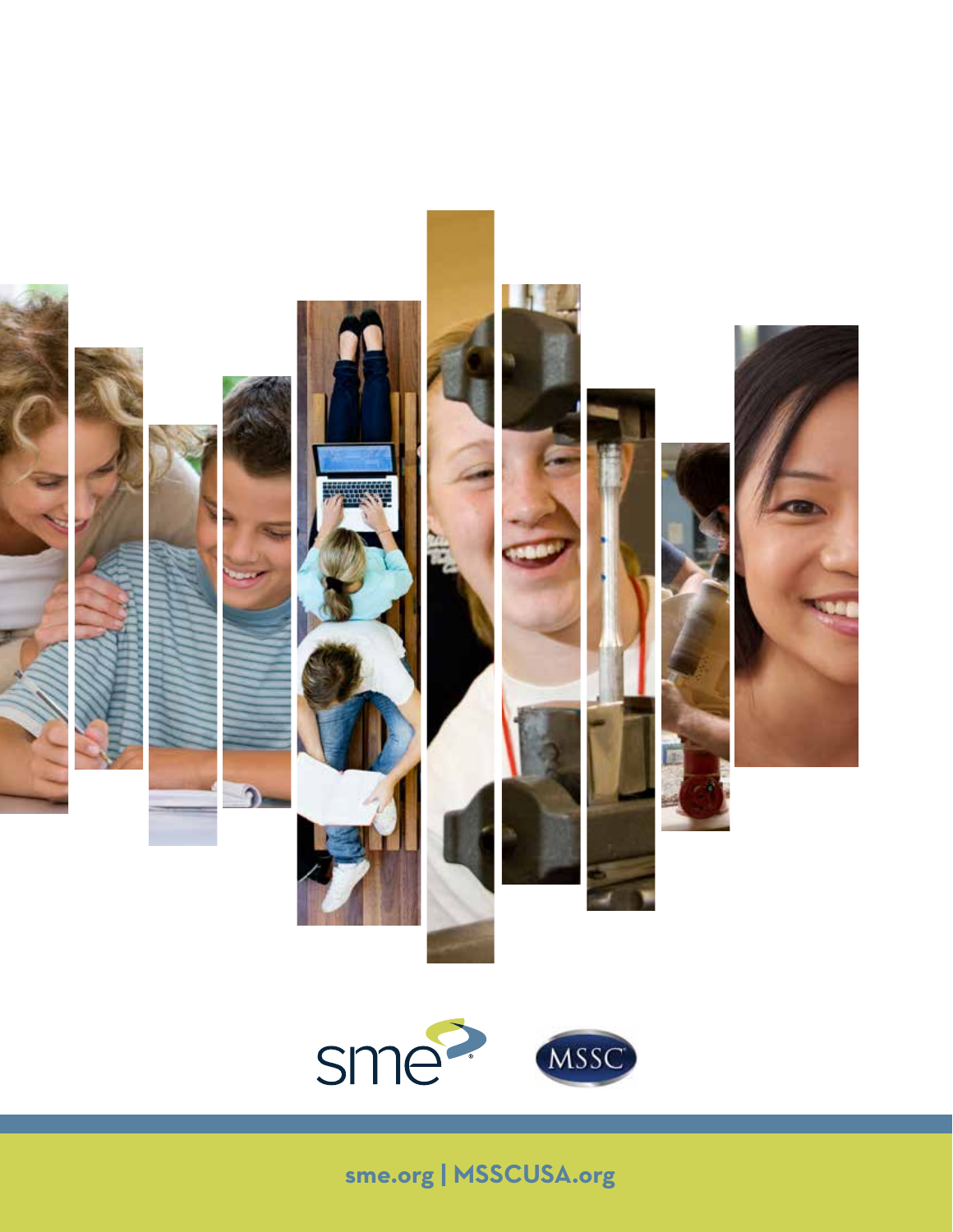sme.org | MSSCUSA.org